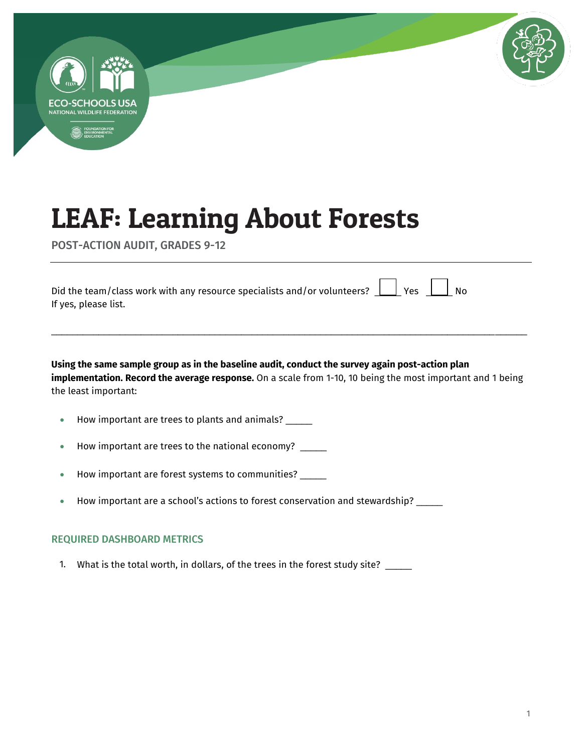ECO-SCHOOLS USA
NATIONAL WILDLIFE FEDERATION
FOUNDATION FOR ENVIRONMENTAL EDUCATION

# LEAF: Learning About Forests

POST-ACTION AUDIT, GRADES 9-12

---

Did the team/class work with any resource specialists and/or volunteers? ____ Yes ____ No
If yes, please list.

______________________________________________________________________________________________

**Using the same sample group as in the baseline audit, conduct the survey again post-action plan implementation. Record the average response.** On a scale from 1-10, 10 being the most important and 1 being the least important:

- How important are trees to plants and animals? _____
- How important are trees to the national economy? _____
- How important are forest systems to communities? _____
- How important are a school's actions to forest conservation and stewardship? _____

## REQUIRED DASHBOARD METRICS

1. What is the total worth, in dollars, of the trees in the forest study site? _____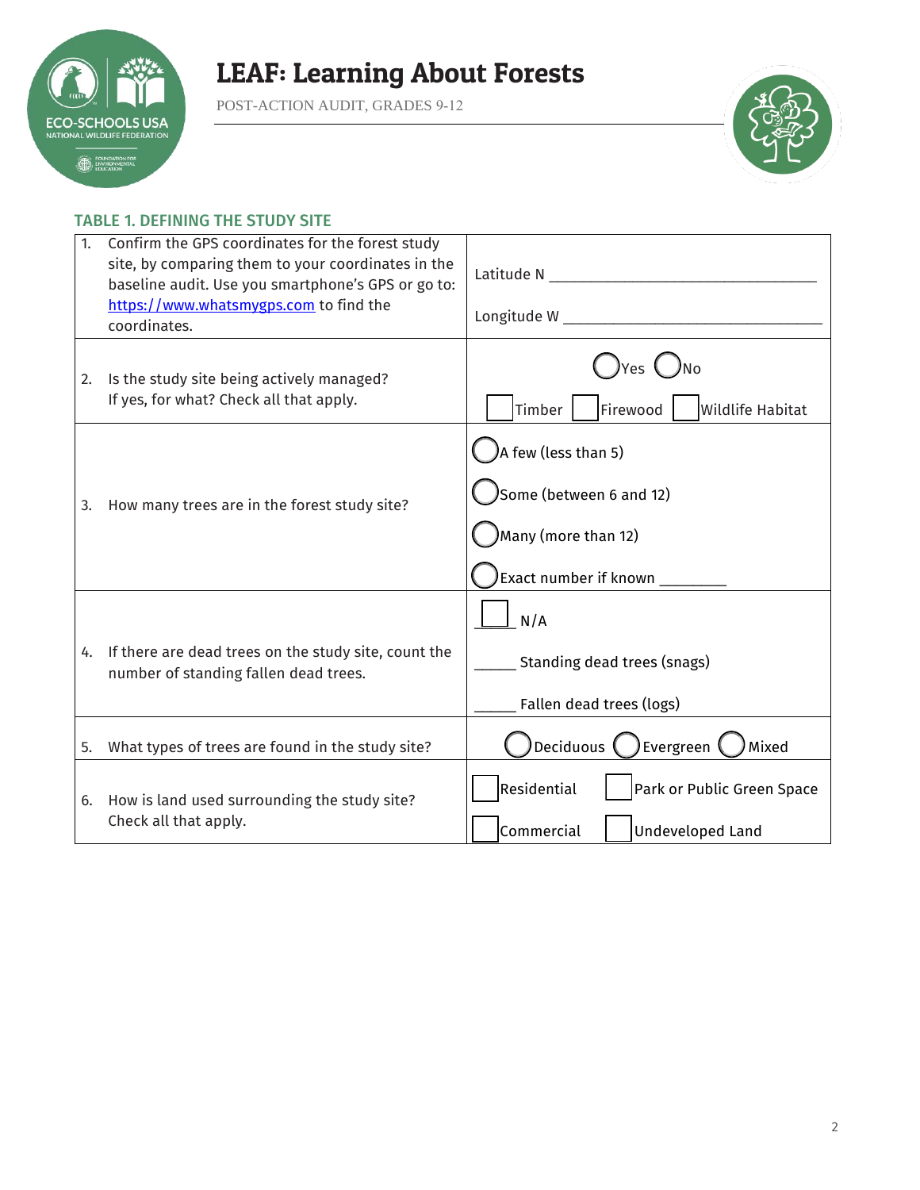# LEAF: Learning About Forests

POST-ACTION AUDIT, GRADES 9-12

### TABLE 1. DEFINING THE STUDY SITE

| Question | Response |
|---|---|
| 1. Confirm the GPS coordinates for the forest study site, by comparing them to your coordinates in the baseline audit. Use you smartphone's GPS or go to: [https://www.whatsmygps.com](https://www.whatsmygps.com) to find the coordinates. | Latitude N ________________________________<br><br>Longitude W ________________________________ |
| 2. Is the study site being actively managed? If yes, for what? Check all that apply. | ◯ Yes ◯ No<br><br>☐ Timber ☐ Firewood ☐ Wildlife Habitat |
| 3. How many trees are in the forest study site? | ◯ A few (less than 5)<br><br>◯ Some (between 6 and 12)<br><br>◯ Many (more than 12)<br><br>◯ Exact number if known ________ |
| 4. If there are dead trees on the study site, count the number of standing fallen dead trees. | ☐ N/A<br><br>_____ Standing dead trees (snags)<br><br>_____ Fallen dead trees (logs) |
| 5. What types of trees are found in the study site? | ◯ Deciduous ◯ Evergreen ◯ Mixed |
| 6. How is land used surrounding the study site? Check all that apply. | ☐ Residential ☐ Park or Public Green Space<br><br>☐ Commercial ☐ Undeveloped Land |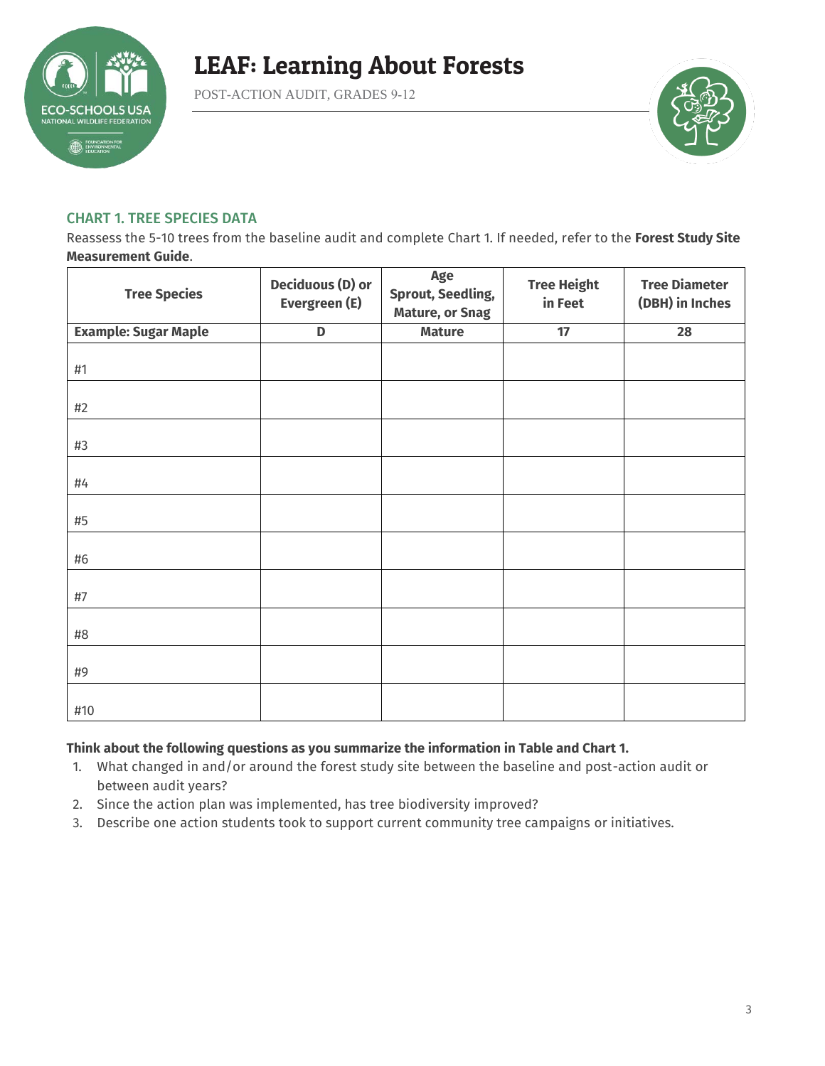# LEAF: Learning About Forests

POST-ACTION AUDIT, GRADES 9-12

## CHART 1. TREE SPECIES DATA

Reassess the 5-10 trees from the baseline audit and complete Chart 1. If needed, refer to the **Forest Study Site Measurement Guide**.

| Tree Species | Deciduous (D) or Evergreen (E) | Age Sprout, Seedling, Mature, or Snag | Tree Height in Feet | Tree Diameter (DBH) in Inches |
|---|---|---|---|---|
| **Example: Sugar Maple** | **D** | **Mature** | **17** | **28** |
| #1 | | | | |
| #2 | | | | |
| #3 | | | | |
| #4 | | | | |
| #5 | | | | |
| #6 | | | | |
| #7 | | | | |
| #8 | | | | |
| #9 | | | | |
| #10 | | | | |

**Think about the following questions as you summarize the information in Table and Chart 1.**

1. What changed in and/or around the forest study site between the baseline and post-action audit or between audit years?
2. Since the action plan was implemented, has tree biodiversity improved?
3. Describe one action students took to support current community tree campaigns or initiatives.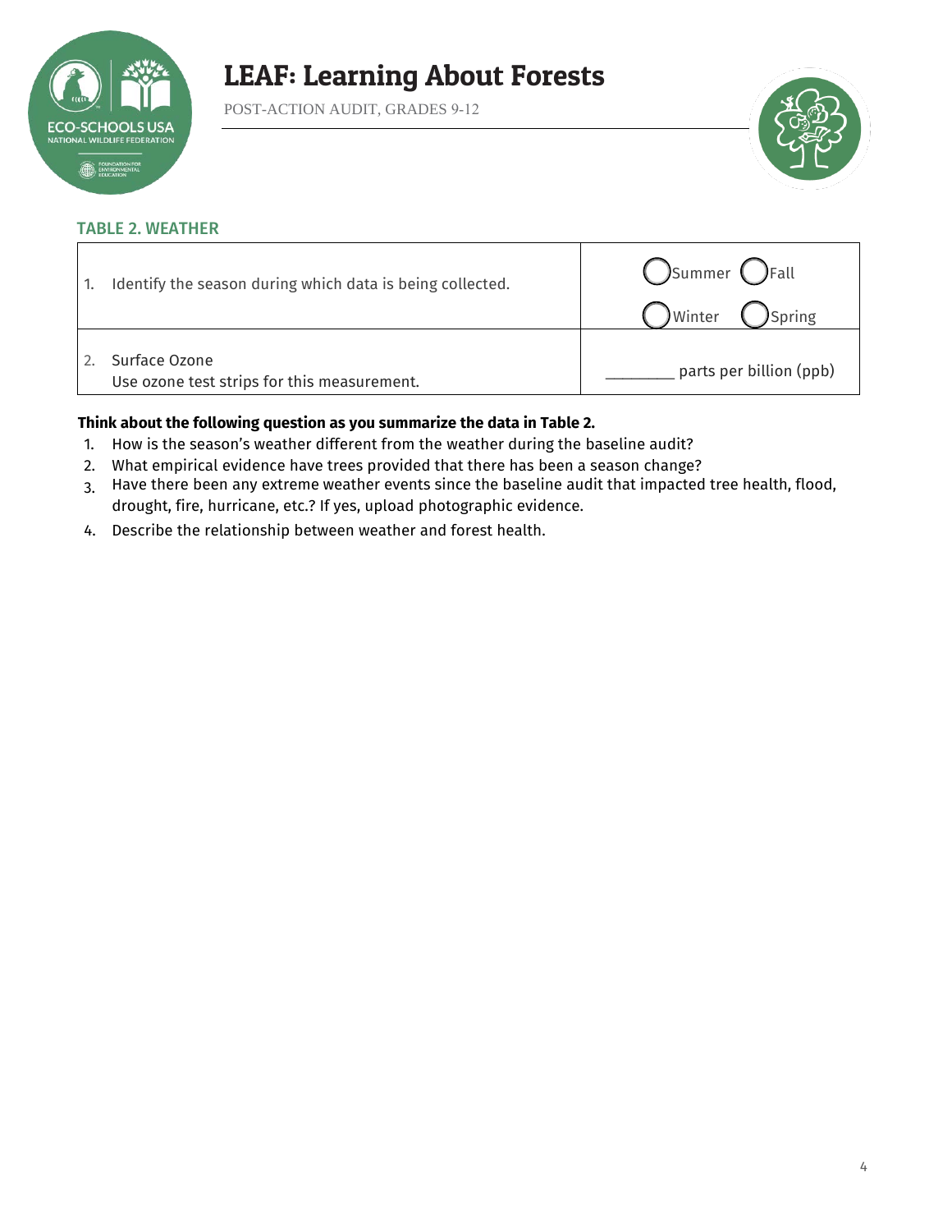## TABLE 2. WEATHER

| | |
|---|---|
| 1. Identify the season during which data is being collected. | ◯ Summer ◯ Fall ◯ Winter ◯ Spring |
| 2. Surface Ozone<br>Use ozone test strips for this measurement. | ________ parts per billion (ppb) |

**Think about the following question as you summarize the data in Table 2.**

1. How is the season's weather different from the weather during the baseline audit?
2. What empirical evidence have trees provided that there has been a season change?
3. Have there been any extreme weather events since the baseline audit that impacted tree health, flood, drought, fire, hurricane, etc.? If yes, upload photographic evidence.
4. Describe the relationship between weather and forest health.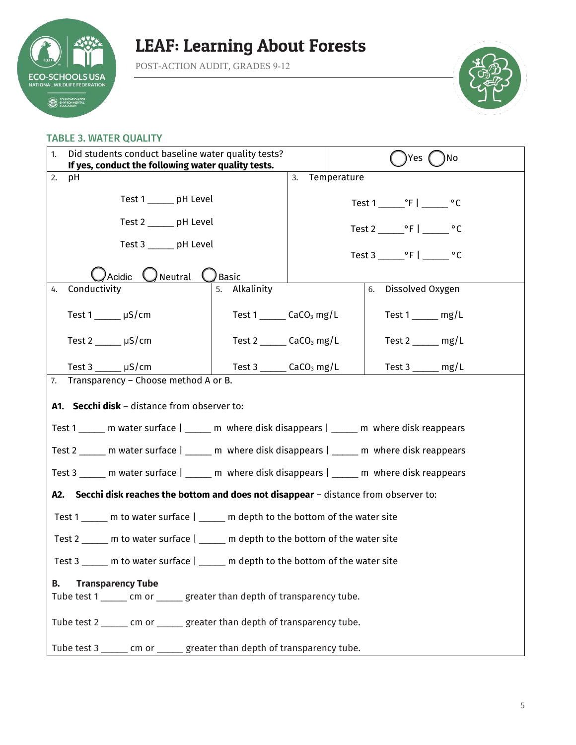## TABLE 3. WATER QUALITY

1. Did students conduct baseline water quality tests? **If yes, conduct the following water quality tests.** ◯ Yes ◯ No

2. pH

Test 1 _____ pH Level

Test 2 _____ pH Level

Test 3 _____ pH Level

◯ Acidic ◯ Neutral ◯ Basic

3. Temperature

Test 1 _____°F | _____ °C

Test 2 _____°F | _____ °C

Test 3 _____°F | _____ °C

4. Conductivity

Test 1 _____ μS/cm

Test 2 _____ μS/cm

Test 3 _____ μS/cm

5. Alkalinity

Test 1 _____ $CaCO_3$ mg/L

Test 2 _____ $CaCO_3$ mg/L

Test 3 _____ $CaCO_3$ mg/L

6. Dissolved Oxygen

Test 1 _____ mg/L

Test 2 _____ mg/L

Test 3 _____ mg/L

7. Transparency – Choose method A or B.

**A1. Secchi disk** – distance from observer to:

Test 1 _____ m water surface | _____ m where disk disappears | _____ m where disk reappears

Test 2 _____ m water surface | _____ m where disk disappears | _____ m where disk reappears

Test 3 _____ m water surface | _____ m where disk disappears | _____ m where disk reappears

**A2. Secchi disk reaches the bottom and does not disappear** – distance from observer to:

Test 1 _____ m to water surface | _____ m depth to the bottom of the water site

Test 2 _____ m to water surface | _____ m depth to the bottom of the water site

Test 3 _____ m to water surface | _____ m depth to the bottom of the water site

**B. Transparency Tube**

Tube test 1 _____ cm or _____ greater than depth of transparency tube.

Tube test 2 _____ cm or _____ greater than depth of transparency tube.

Tube test 3 _____ cm or _____ greater than depth of transparency tube.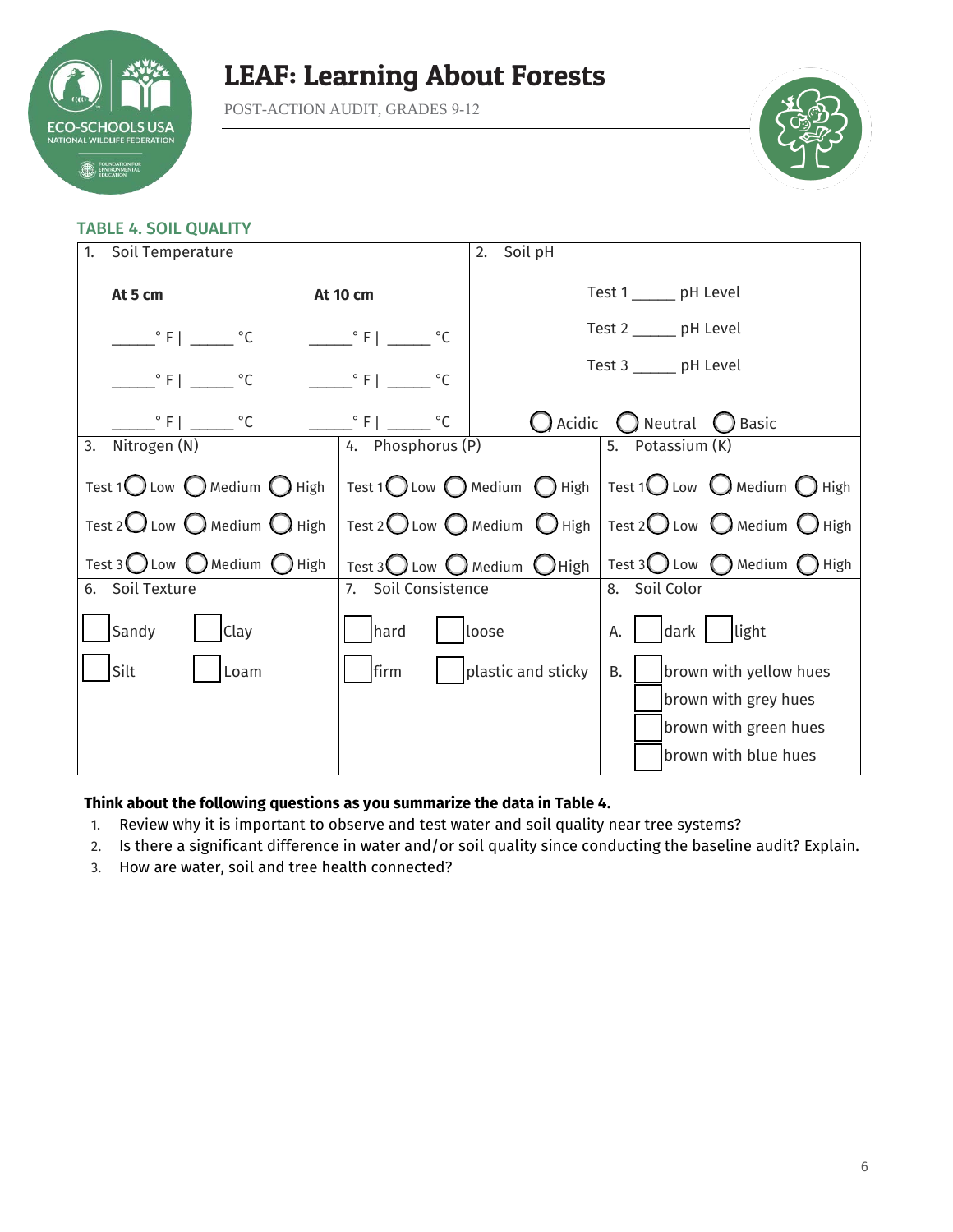# LEAF: Learning About Forests

POST-ACTION AUDIT, GRADES 9-12

## TABLE 4. SOIL QUALITY

**1. Soil Temperature**

| At 5 cm | At 10 cm |
|---|---|
| _____ ° F \| _____ °C | _____ ° F \| _____ °C |
| _____ ° F \| _____ °C | _____ ° F \| _____ °C |
| _____ ° F \| _____ °C | _____ ° F \| _____ °C |

**2. Soil pH**

Test 1 _____ pH Level

Test 2 _____ pH Level

Test 3 _____ pH Level

◯ Acidic ◯ Neutral ◯ Basic

| 3. Nitrogen (N) | 4. Phosphorus (P) | 5. Potassium (K) |
|---|---|---|
| Test 1 ◯ Low ◯ Medium ◯ High | Test 1 ◯ Low ◯ Medium ◯ High | Test 1 ◯ Low ◯ Medium ◯ High |
| Test 2 ◯ Low ◯ Medium ◯ High | Test 2 ◯ Low ◯ Medium ◯ High | Test 2 ◯ Low ◯ Medium ◯ High |
| Test 3 ◯ Low ◯ Medium ◯ High | Test 3 ◯ Low ◯ Medium ◯ High | Test 3 ◯ Low ◯ Medium ◯ High |

| 6. Soil Texture | 7. Soil Consistence | 8. Soil Color |
|---|---|---|
| ☐ Sandy ☐ Clay | ☐ hard ☐ loose | A. ☐ dark ☐ light |
| ☐ Silt ☐ Loam | ☐ firm ☐ plastic and sticky | B. ☐ brown with yellow hues |
| | | ☐ brown with grey hues |
| | | ☐ brown with green hues |
| | | ☐ brown with blue hues |

**Think about the following questions as you summarize the data in Table 4.**

1. Review why it is important to observe and test water and soil quality near tree systems?
2. Is there a significant difference in water and/or soil quality since conducting the baseline audit? Explain.
3. How are water, soil and tree health connected?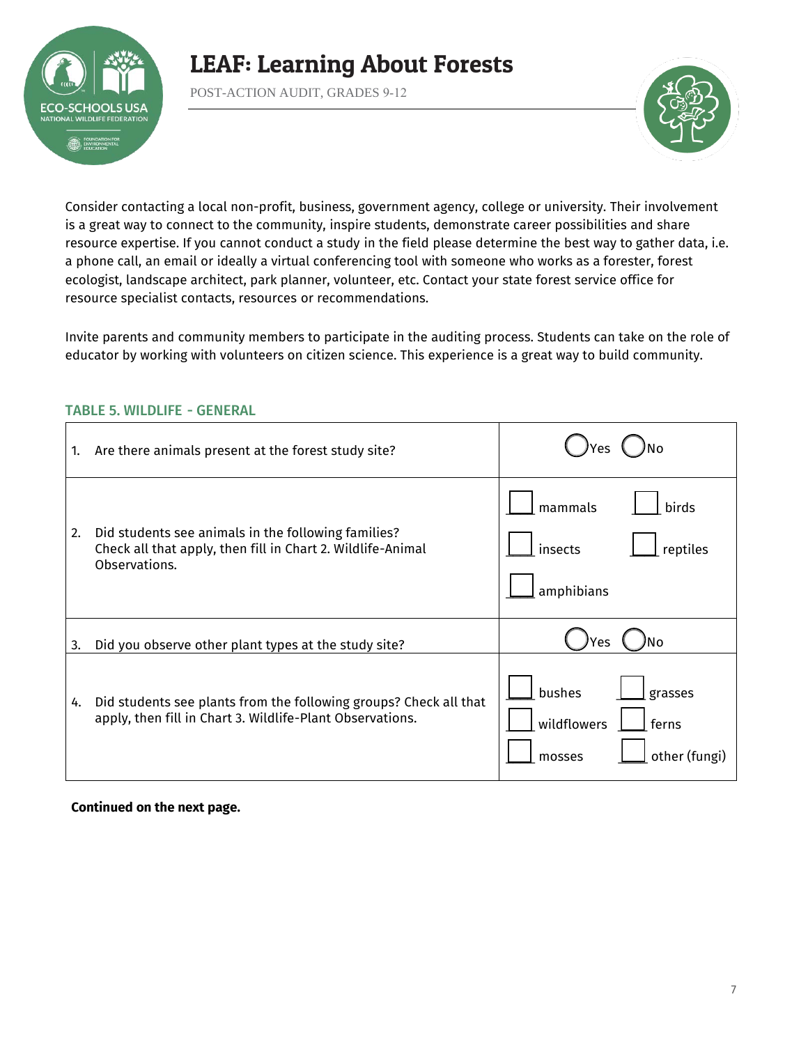Consider contacting a local non-profit, business, government agency, college or university. Their involvement is a great way to connect to the community, inspire students, demonstrate career possibilities and share resource expertise. If you cannot conduct a study in the field please determine the best way to gather data, i.e. a phone call, an email or ideally a virtual conferencing tool with someone who works as a forester, forest ecologist, landscape architect, park planner, volunteer, etc. Contact your state forest service office for resource specialist contacts, resources or recommendations.

Invite parents and community members to participate in the auditing process. Students can take on the role of educator by working with volunteers on citizen science. This experience is a great way to build community.

### TABLE 5. WILDLIFE - GENERAL

| Question | Response |
|---|---|
| 1. Are there animals present at the forest study site? | ◯ Yes ◯ No |
| 2. Did students see animals in the following families? Check all that apply, then fill in Chart 2. Wildlife-Animal Observations. | ☐ mammals ☐ birds ☐ insects ☐ reptiles ☐ amphibians |
| 3. Did you observe other plant types at the study site? | ◯ Yes ◯ No |
| 4. Did students see plants from the following groups? Check all that apply, then fill in Chart 3. Wildlife-Plant Observations. | ☐ bushes ☐ grasses ☐ wildflowers ☐ ferns ☐ mosses ☐ other (fungi) |

**Continued on the next page.**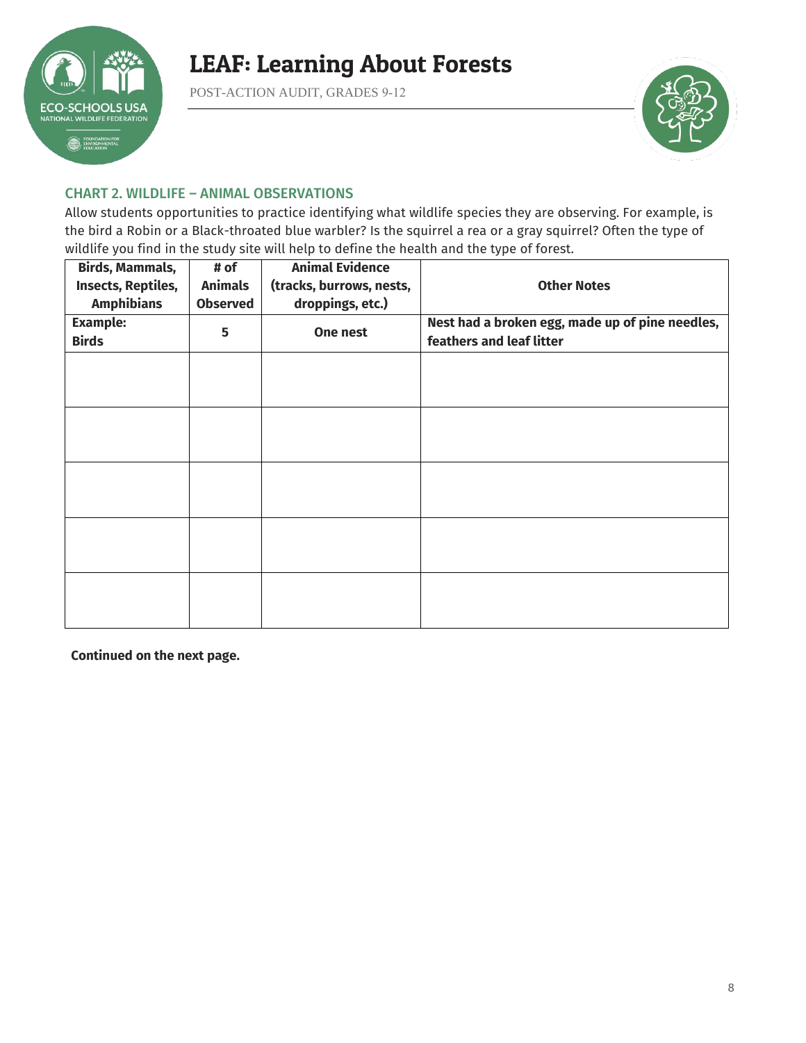### CHART 2. WILDLIFE – ANIMAL OBSERVATIONS

Allow students opportunities to practice identifying what wildlife species they are observing. For example, is the bird a Robin or a Black-throated blue warbler? Is the squirrel a rea or a gray squirrel? Often the type of wildlife you find in the study site will help to define the health and the type of forest.

| Birds, Mammals, Insects, Reptiles, Amphibians | # of Animals Observed | Animal Evidence (tracks, burrows, nests, droppings, etc.) | Other Notes |
|---|---|---|---|
| **Example: Birds** | **5** | **One nest** | **Nest had a broken egg, made up of pine needles, feathers and leaf litter** |
| | | | |
| | | | |
| | | | |
| | | | |
| | | | |

**Continued on the next page.**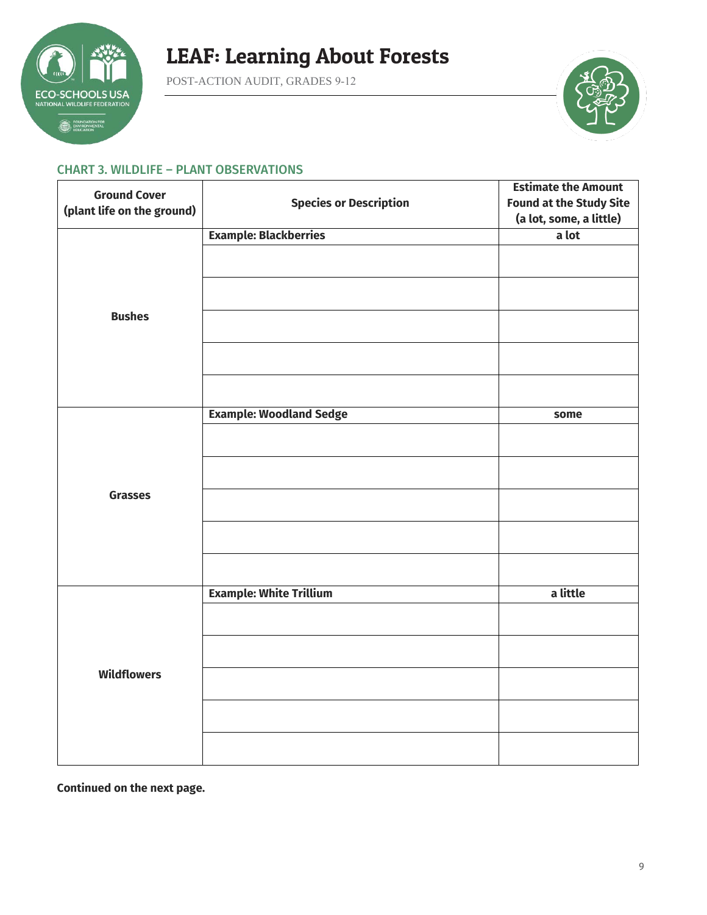## CHART 3. WILDLIFE – PLANT OBSERVATIONS

| Ground Cover (plant life on the ground) | Species or Description | Estimate the Amount Found at the Study Site (a lot, some, a little) |
|---|---|---|
| Bushes | **Example: Blackberries** | **a lot** |
| | | |
| | | |
| | | |
| | | |
| | | |
| Grasses | **Example: Woodland Sedge** | **some** |
| | | |
| | | |
| | | |
| | | |
| | | |
| Wildflowers | **Example: White Trillium** | **a little** |
| | | |
| | | |
| | | |
| | | |
| | | |

**Continued on the next page.**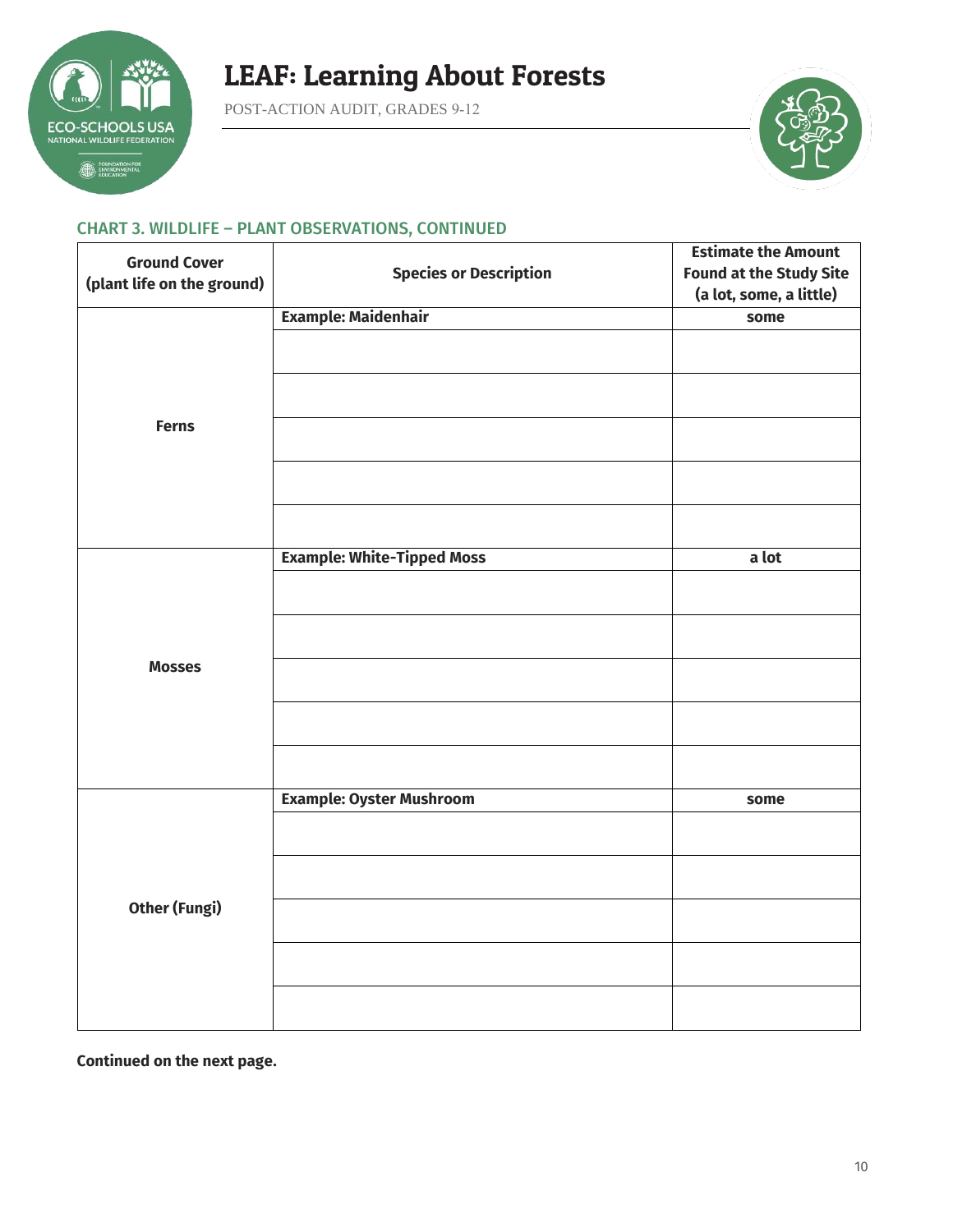### CHART 3. WILDLIFE – PLANT OBSERVATIONS, CONTINUED

| Ground Cover (plant life on the ground) | Species or Description | Estimate the Amount Found at the Study Site (a lot, some, a little) |
|---|---|---|
| **Ferns** | **Example: Maidenhair** | **some** |
| | | |
| | | |
| | | |
| | | |
| | | |
| **Mosses** | **Example: White-Tipped Moss** | **a lot** |
| | | |
| | | |
| | | |
| | | |
| | | |
| **Other (Fungi)** | **Example: Oyster Mushroom** | **some** |
| | | |
| | | |
| | | |
| | | |
| | | |

**Continued on the next page.**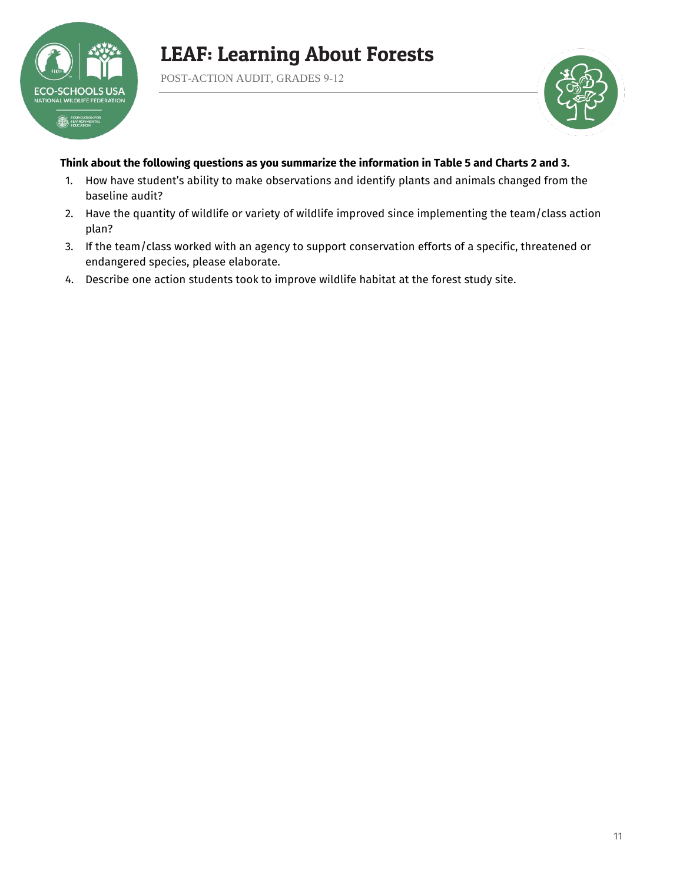**Think about the following questions as you summarize the information in Table 5 and Charts 2 and 3.**

1. How have student's ability to make observations and identify plants and animals changed from the baseline audit?
2. Have the quantity of wildlife or variety of wildlife improved since implementing the team/class action plan?
3. If the team/class worked with an agency to support conservation efforts of a specific, threatened or endangered species, please elaborate.
4. Describe one action students took to improve wildlife habitat at the forest study site.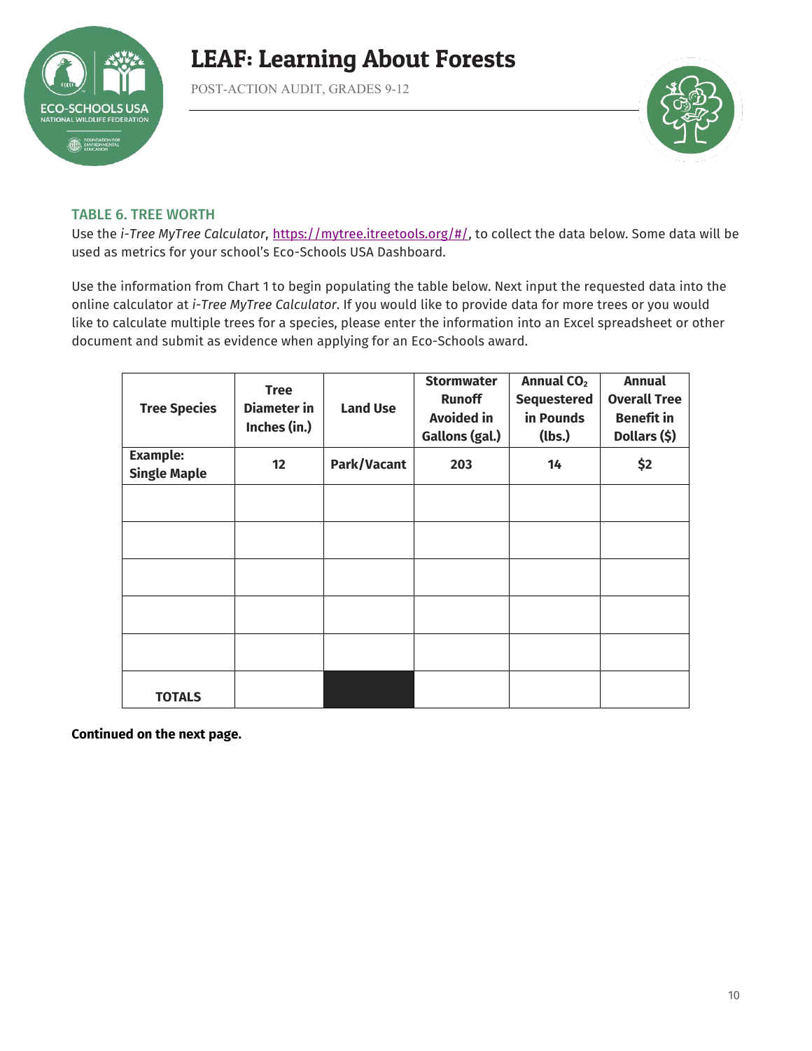## TABLE 6. TREE WORTH

Use the *i-Tree MyTree Calculator*, https://mytree.itreetools.org/#/, to collect the data below. Some data will be used as metrics for your school's Eco-Schools USA Dashboard.

Use the information from Chart 1 to begin populating the table below. Next input the requested data into the online calculator at *i-Tree MyTree Calculator*. If you would like to provide data for more trees or you would like to calculate multiple trees for a species, please enter the information into an Excel spreadsheet or other document and submit as evidence when applying for an Eco-Schools award.

| Tree Species | Tree Diameter in Inches (in.) | Land Use | Stormwater Runoff Avoided in Gallons (gal.) | Annual $CO_2$ Sequestered in Pounds (lbs.) | Annual Overall Tree Benefit in Dollars ($) |
|---|---|---|---|---|---|
| **Example: Single Maple** | **12** | **Park/Vacant** | **203** | **14** | **$2** |
| | | | | | |
| | | | | | |
| | | | | | |
| | | | | | |
| | | | | | |
| **TOTALS** | | | | | |

**Continued on the next page.**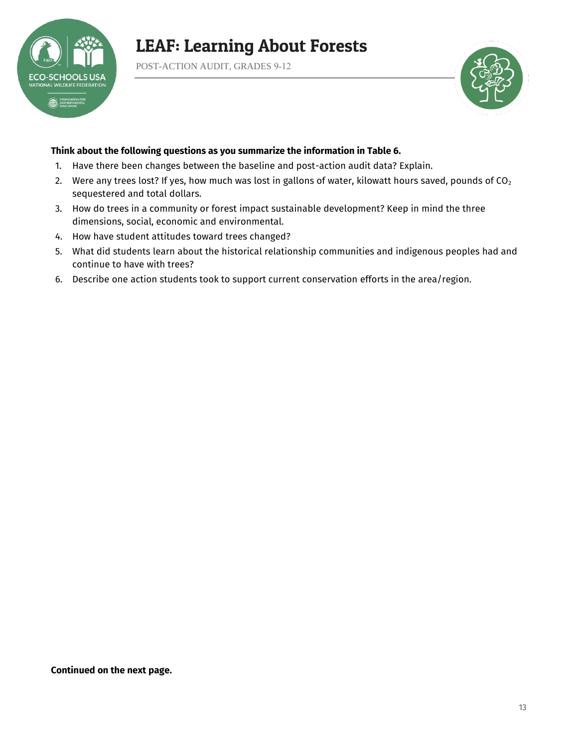**Think about the following questions as you summarize the information in Table 6.**

1. Have there been changes between the baseline and post-action audit data? Explain.
2. Were any trees lost? If yes, how much was lost in gallons of water, kilowatt hours saved, pounds of $CO_2$ sequestered and total dollars.
3. How do trees in a community or forest impact sustainable development? Keep in mind the three dimensions, social, economic and environmental.
4. How have student attitudes toward trees changed?
5. What did students learn about the historical relationship communities and indigenous peoples had and continue to have with trees?
6. Describe one action students took to support current conservation efforts in the area/region.

**Continued on the next page.**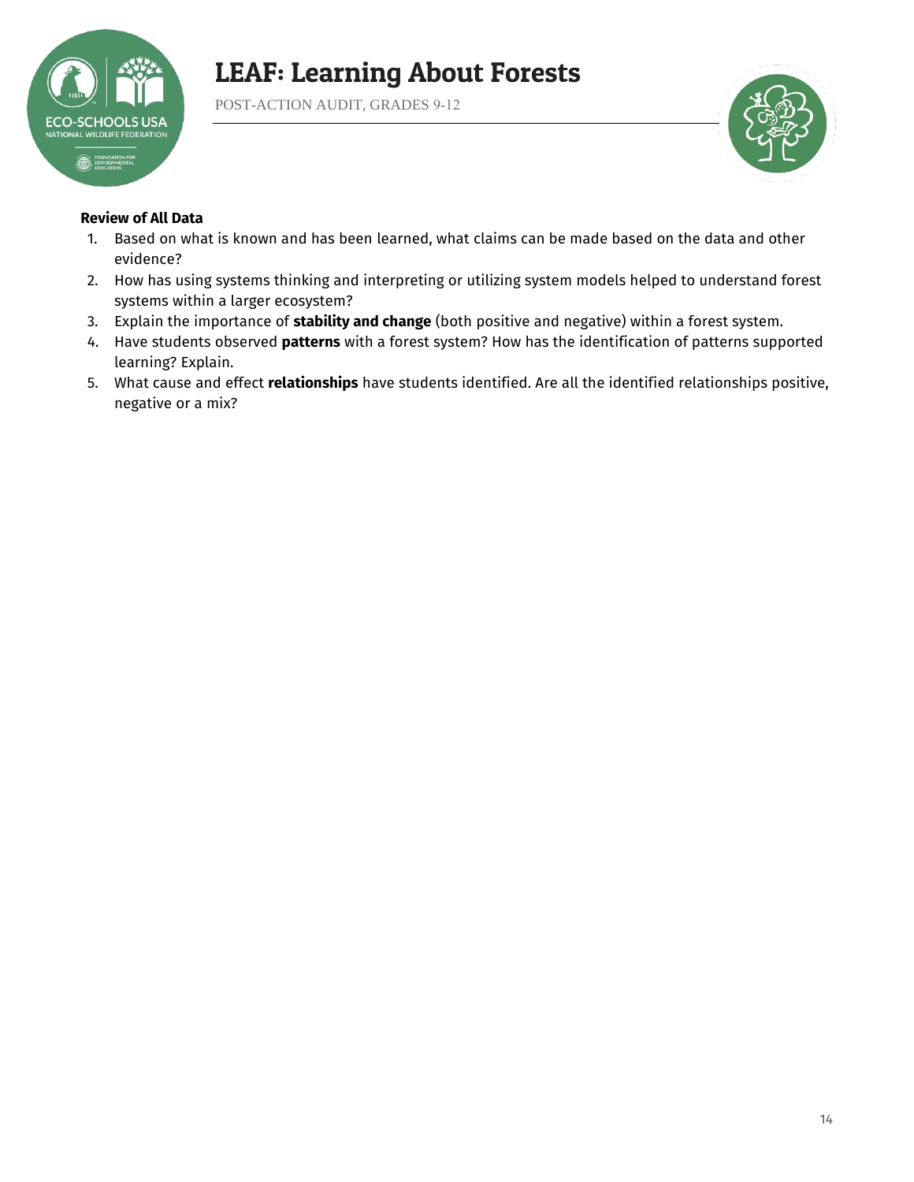**Review of All Data**

1. Based on what is known and has been learned, what claims can be made based on the data and other evidence?
2. How has using systems thinking and interpreting or utilizing system models helped to understand forest systems within a larger ecosystem?
3. Explain the importance of **stability and change** (both positive and negative) within a forest system.
4. Have students observed **patterns** with a forest system? How has the identification of patterns supported learning? Explain.
5. What cause and effect **relationships** have students identified. Are all the identified relationships positive, negative or a mix?